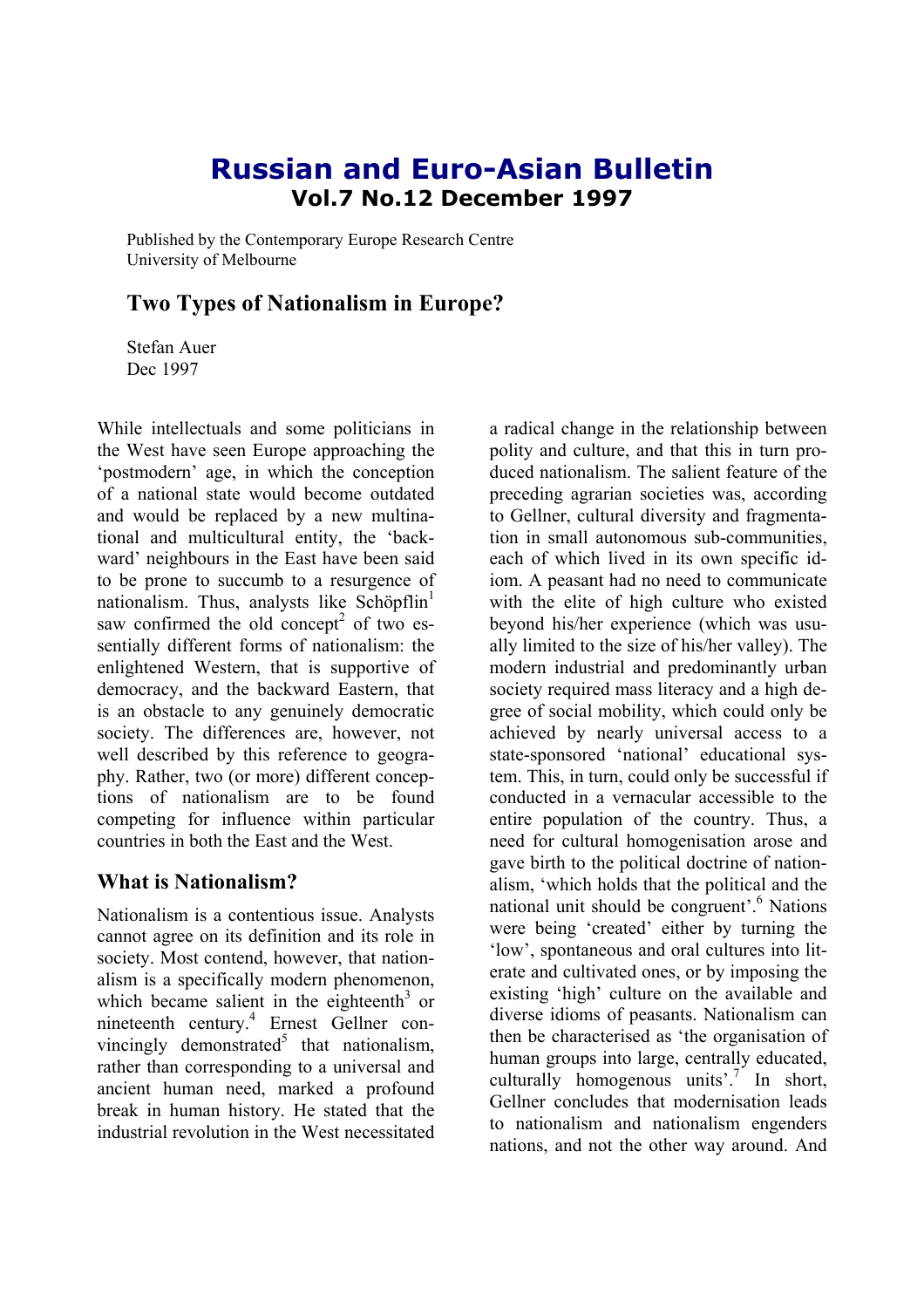# Russian and Euro-Asian Bulletin

**Vol.7 No.12 December 1997**

Published by the Contemporary Europe Research Centre
University of Melbourne

## Two Types of Nationalism in Europe?

Stefan Auer
Dec 1997

While intellectuals and some politicians in the West have seen Europe approaching the 'postmodern' age, in which the conception of a national state would become outdated and would be replaced by a new multinational and multicultural entity, the 'backward' neighbours in the East have been said to be prone to succumb to a resurgence of nationalism. Thus, analysts like Schöpflin[1] saw confirmed the old concept[2] of two essentially different forms of nationalism: the enlightened Western, that is supportive of democracy, and the backward Eastern, that is an obstacle to any genuinely democratic society. The differences are, however, not well described by this reference to geography. Rather, two (or more) different conceptions of nationalism are to be found competing for influence within particular countries in both the East and the West.

### What is Nationalism?

Nationalism is a contentious issue. Analysts cannot agree on its definition and its role in society. Most contend, however, that nationalism is a specifically modern phenomenon, which became salient in the eighteenth[3] or nineteenth century.[4] Ernest Gellner convincingly demonstrated[5] that nationalism, rather than corresponding to a universal and ancient human need, marked a profound break in human history. He stated that the industrial revolution in the West necessitated a radical change in the relationship between polity and culture, and that this in turn produced nationalism. The salient feature of the preceding agrarian societies was, according to Gellner, cultural diversity and fragmentation in small autonomous sub-communities, each of which lived in its own specific idiom. A peasant had no need to communicate with the elite of high culture who existed beyond his/her experience (which was usually limited to the size of his/her valley). The modern industrial and predominantly urban society required mass literacy and a high degree of social mobility, which could only be achieved by nearly universal access to a state-sponsored 'national' educational system. This, in turn, could only be successful if conducted in a vernacular accessible to the entire population of the country. Thus, a need for cultural homogenisation arose and gave birth to the political doctrine of nationalism, 'which holds that the political and the national unit should be congruent'.[6] Nations were being 'created' either by turning the 'low', spontaneous and oral cultures into literate and cultivated ones, or by imposing the existing 'high' culture on the available and diverse idioms of peasants. Nationalism can then be characterised as 'the organisation of human groups into large, centrally educated, culturally homogenous units'.[7] In short, Gellner concludes that modernisation leads to nationalism and nationalism engenders nations, and not the other way around. And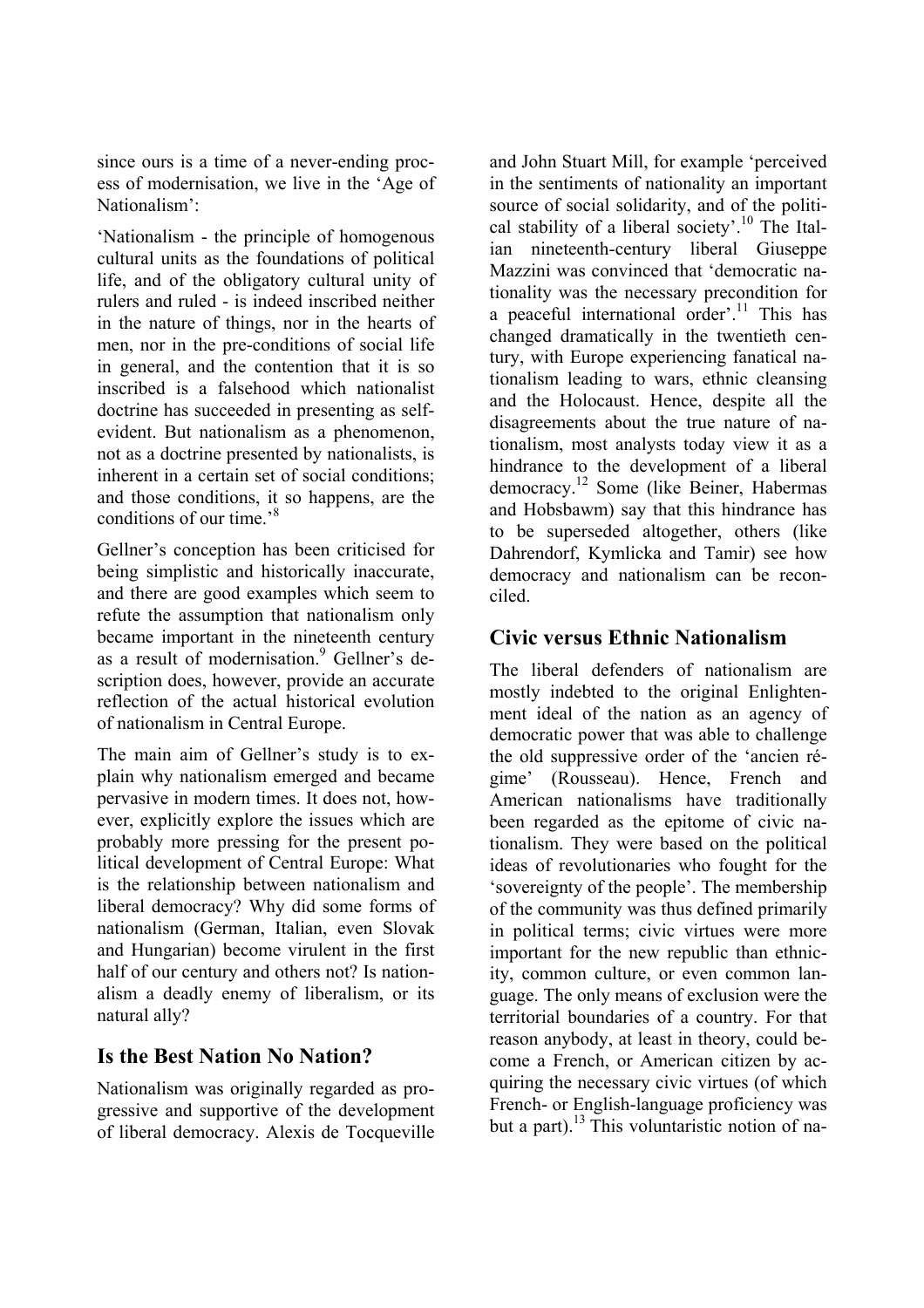since ours is a time of a never-ending process of modernisation, we live in the 'Age of Nationalism':

'Nationalism - the principle of homogenous cultural units as the foundations of political life, and of the obligatory cultural unity of rulers and ruled - is indeed inscribed neither in the nature of things, nor in the hearts of men, nor in the pre-conditions of social life in general, and the contention that it is so inscribed is a falsehood which nationalist doctrine has succeeded in presenting as self-evident. But nationalism as a phenomenon, not as a doctrine presented by nationalists, is inherent in a certain set of social conditions; and those conditions, it so happens, are the conditions of our time.'[8]

Gellner's conception has been criticised for being simplistic and historically inaccurate, and there are good examples which seem to refute the assumption that nationalism only became important in the nineteenth century as a result of modernisation.[9] Gellner's description does, however, provide an accurate reflection of the actual historical evolution of nationalism in Central Europe.

The main aim of Gellner's study is to explain why nationalism emerged and became pervasive in modern times. It does not, however, explicitly explore the issues which are probably more pressing for the present political development of Central Europe: What is the relationship between nationalism and liberal democracy? Why did some forms of nationalism (German, Italian, even Slovak and Hungarian) become virulent in the first half of our century and others not? Is nationalism a deadly enemy of liberalism, or its natural ally?

## Is the Best Nation No Nation?

Nationalism was originally regarded as progressive and supportive of the development of liberal democracy. Alexis de Tocqueville and John Stuart Mill, for example 'perceived in the sentiments of nationality an important source of social solidarity, and of the political stability of a liberal society'.[10] The Italian nineteenth-century liberal Giuseppe Mazzini was convinced that 'democratic nationality was the necessary precondition for a peaceful international order'.[11] This has changed dramatically in the twentieth century, with Europe experiencing fanatical nationalism leading to wars, ethnic cleansing and the Holocaust. Hence, despite all the disagreements about the true nature of nationalism, most analysts today view it as a hindrance to the development of a liberal democracy.[12] Some (like Beiner, Habermas and Hobsbawm) say that this hindrance has to be superseded altogether, others (like Dahrendorf, Kymlicka and Tamir) see how democracy and nationalism can be reconciled.

## Civic versus Ethnic Nationalism

The liberal defenders of nationalism are mostly indebted to the original Enlightenment ideal of the nation as an agency of democratic power that was able to challenge the old suppressive order of the 'ancien régime' (Rousseau). Hence, French and American nationalisms have traditionally been regarded as the epitome of civic nationalism. They were based on the political ideas of revolutionaries who fought for the 'sovereignty of the people'. The membership of the community was thus defined primarily in political terms; civic virtues were more important for the new republic than ethnicity, common culture, or even common language. The only means of exclusion were the territorial boundaries of a country. For that reason anybody, at least in theory, could become a French, or American citizen by acquiring the necessary civic virtues (of which French- or English-language proficiency was but a part).[13] This voluntaristic notion of na-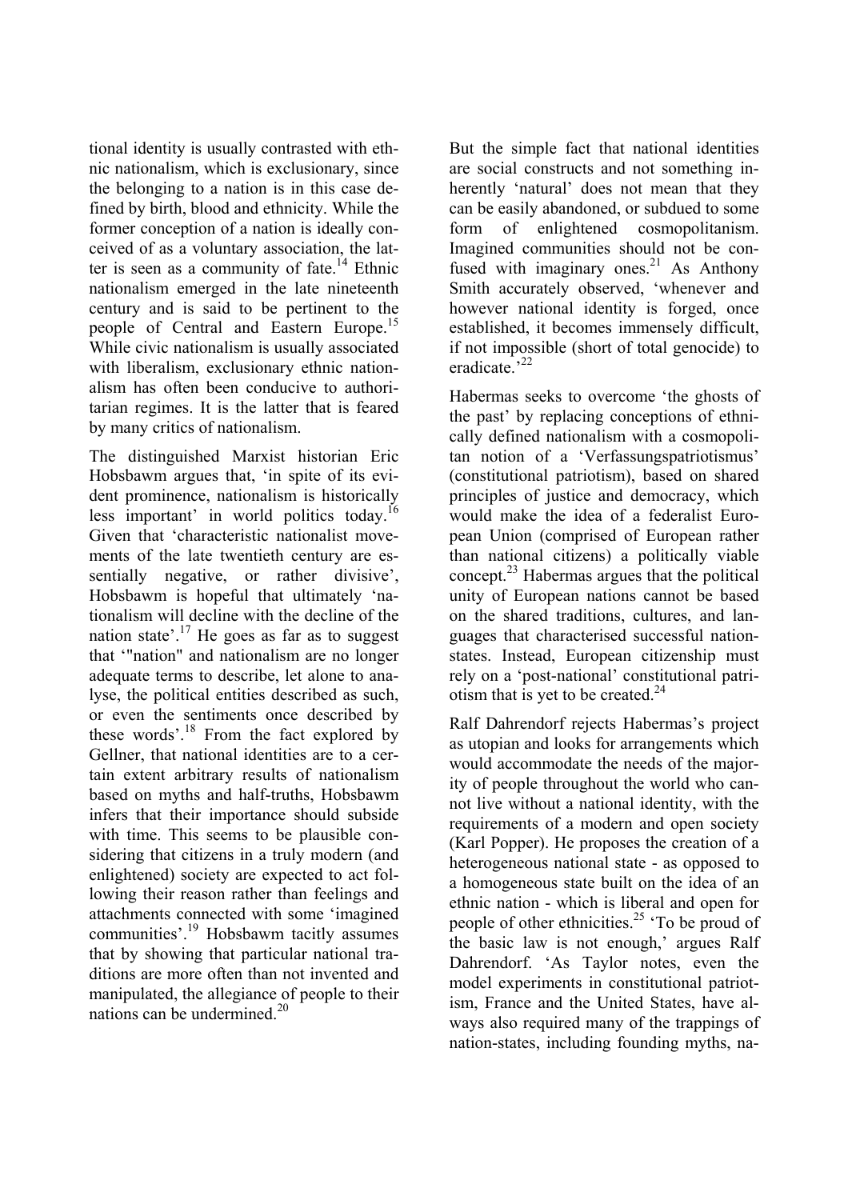tional identity is usually contrasted with ethnic nationalism, which is exclusionary, since the belonging to a nation is in this case defined by birth, blood and ethnicity. While the former conception of a nation is ideally conceived of as a voluntary association, the latter is seen as a community of fate.[14] Ethnic nationalism emerged in the late nineteenth century and is said to be pertinent to the people of Central and Eastern Europe.[15] While civic nationalism is usually associated with liberalism, exclusionary ethnic nationalism has often been conducive to authoritarian regimes. It is the latter that is feared by many critics of nationalism.

The distinguished Marxist historian Eric Hobsbawm argues that, 'in spite of its evident prominence, nationalism is historically less important' in world politics today.[16] Given that 'characteristic nationalist movements of the late twentieth century are essentially negative, or rather divisive', Hobsbawm is hopeful that ultimately 'nationalism will decline with the decline of the nation state'.[17] He goes as far as to suggest that '"nation" and nationalism are no longer adequate terms to describe, let alone to analyse, the political entities described as such, or even the sentiments once described by these words'.[18] From the fact explored by Gellner, that national identities are to a certain extent arbitrary results of nationalism based on myths and half-truths, Hobsbawm infers that their importance should subside with time. This seems to be plausible considering that citizens in a truly modern (and enlightened) society are expected to act following their reason rather than feelings and attachments connected with some 'imagined communities'.[19] Hobsbawm tacitly assumes that by showing that particular national traditions are more often than not invented and manipulated, the allegiance of people to their nations can be undermined.[20]

But the simple fact that national identities are social constructs and not something inherently 'natural' does not mean that they can be easily abandoned, or subdued to some form of enlightened cosmopolitanism. Imagined communities should not be confused with imaginary ones.[21] As Anthony Smith accurately observed, 'whenever and however national identity is forged, once established, it becomes immensely difficult, if not impossible (short of total genocide) to eradicate.'[22]

Habermas seeks to overcome 'the ghosts of the past' by replacing conceptions of ethnically defined nationalism with a cosmopolitan notion of a 'Verfassungspatriotismus' (constitutional patriotism), based on shared principles of justice and democracy, which would make the idea of a federalist European Union (comprised of European rather than national citizens) a politically viable concept.[23] Habermas argues that the political unity of European nations cannot be based on the shared traditions, cultures, and languages that characterised successful nation-states. Instead, European citizenship must rely on a 'post-national' constitutional patriotism that is yet to be created.[24]

Ralf Dahrendorf rejects Habermas's project as utopian and looks for arrangements which would accommodate the needs of the majority of people throughout the world who cannot live without a national identity, with the requirements of a modern and open society (Karl Popper). He proposes the creation of a heterogeneous national state - as opposed to a homogeneous state built on the idea of an ethnic nation - which is liberal and open for people of other ethnicities.[25] 'To be proud of the basic law is not enough,' argues Ralf Dahrendorf. 'As Taylor notes, even the model experiments in constitutional patriotism, France and the United States, have always also required many of the trappings of nation-states, including founding myths, na-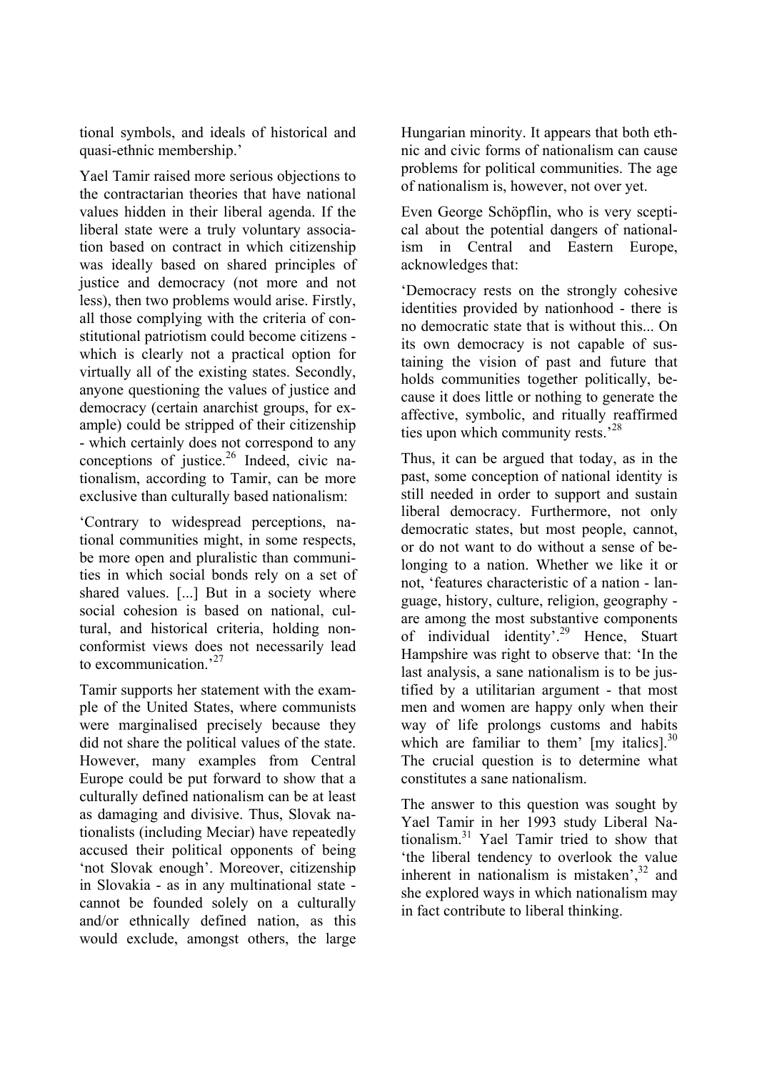tional symbols, and ideals of historical and quasi-ethnic membership.'

Yael Tamir raised more serious objections to the contractarian theories that have national values hidden in their liberal agenda. If the liberal state were a truly voluntary association based on contract in which citizenship was ideally based on shared principles of justice and democracy (not more and not less), then two problems would arise. Firstly, all those complying with the criteria of constitutional patriotism could become citizens - which is clearly not a practical option for virtually all of the existing states. Secondly, anyone questioning the values of justice and democracy (certain anarchist groups, for example) could be stripped of their citizenship - which certainly does not correspond to any conceptions of justice.[26] Indeed, civic nationalism, according to Tamir, can be more exclusive than culturally based nationalism:

'Contrary to widespread perceptions, national communities might, in some respects, be more open and pluralistic than communities in which social bonds rely on a set of shared values. [...] But in a society where social cohesion is based on national, cultural, and historical criteria, holding nonconformist views does not necessarily lead to excommunication.'[27]

Tamir supports her statement with the example of the United States, where communists were marginalised precisely because they did not share the political values of the state. However, many examples from Central Europe could be put forward to show that a culturally defined nationalism can be at least as damaging and divisive. Thus, Slovak nationalists (including Meciar) have repeatedly accused their political opponents of being 'not Slovak enough'. Moreover, citizenship in Slovakia - as in any multinational state - cannot be founded solely on a culturally and/or ethnically defined nation, as this would exclude, amongst others, the large Hungarian minority. It appears that both ethnic and civic forms of nationalism can cause problems for political communities. The age of nationalism is, however, not over yet.

Even George Schöpflin, who is very sceptical about the potential dangers of nationalism in Central and Eastern Europe, acknowledges that:

'Democracy rests on the strongly cohesive identities provided by nationhood - there is no democratic state that is without this... On its own democracy is not capable of sustaining the vision of past and future that holds communities together politically, because it does little or nothing to generate the affective, symbolic, and ritually reaffirmed ties upon which community rests.'[28]

Thus, it can be argued that today, as in the past, some conception of national identity is still needed in order to support and sustain liberal democracy. Furthermore, not only democratic states, but most people, cannot, or do not want to do without a sense of belonging to a nation. Whether we like it or not, 'features characteristic of a nation - language, history, culture, religion, geography - are among the most substantive components of individual identity'.[29] Hence, Stuart Hampshire was right to observe that: 'In the last analysis, a sane nationalism is to be justified by a utilitarian argument - that most men and women are happy only when their way of life prolongs customs and habits which are familiar to them' [my italics].[30] The crucial question is to determine what constitutes a sane nationalism.

The answer to this question was sought by Yael Tamir in her 1993 study Liberal Nationalism.[31] Yael Tamir tried to show that 'the liberal tendency to overlook the value inherent in nationalism is mistaken',[32] and she explored ways in which nationalism may in fact contribute to liberal thinking.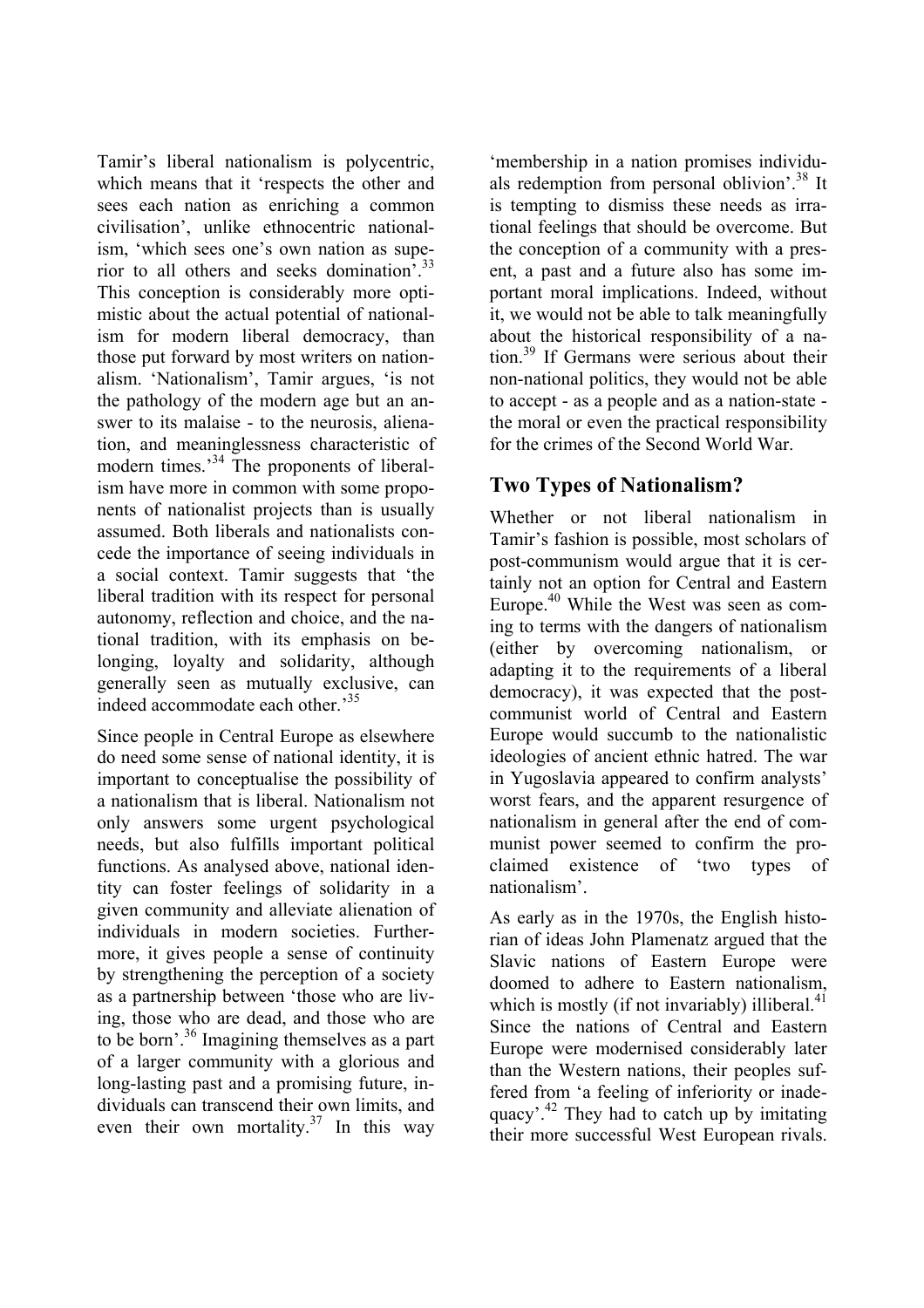Tamir's liberal nationalism is polycentric, which means that it 'respects the other and sees each nation as enriching a common civilisation', unlike ethnocentric nationalism, 'which sees one's own nation as superior to all others and seeks domination'.[33] This conception is considerably more optimistic about the actual potential of nationalism for modern liberal democracy, than those put forward by most writers on nationalism. 'Nationalism', Tamir argues, 'is not the pathology of the modern age but an answer to its malaise - to the neurosis, alienation, and meaninglessness characteristic of modern times.'[34] The proponents of liberalism have more in common with some proponents of nationalist projects than is usually assumed. Both liberals and nationalists concede the importance of seeing individuals in a social context. Tamir suggests that 'the liberal tradition with its respect for personal autonomy, reflection and choice, and the national tradition, with its emphasis on belonging, loyalty and solidarity, although generally seen as mutually exclusive, can indeed accommodate each other.'[35]

Since people in Central Europe as elsewhere do need some sense of national identity, it is important to conceptualise the possibility of a nationalism that is liberal. Nationalism not only answers some urgent psychological needs, but also fulfills important political functions. As analysed above, national identity can foster feelings of solidarity in a given community and alleviate alienation of individuals in modern societies. Furthermore, it gives people a sense of continuity by strengthening the perception of a society as a partnership between 'those who are living, those who are dead, and those who are to be born'.[36] Imagining themselves as a part of a larger community with a glorious and long-lasting past and a promising future, individuals can transcend their own limits, and even their own mortality.[37] In this way 'membership in a nation promises individuals redemption from personal oblivion'.[38] It is tempting to dismiss these needs as irrational feelings that should be overcome. But the conception of a community with a present, a past and a future also has some important moral implications. Indeed, without it, we would not be able to talk meaningfully about the historical responsibility of a nation.[39] If Germans were serious about their non-national politics, they would not be able to accept - as a people and as a nation-state - the moral or even the practical responsibility for the crimes of the Second World War.

## Two Types of Nationalism?

Whether or not liberal nationalism in Tamir's fashion is possible, most scholars of post-communism would argue that it is certainly not an option for Central and Eastern Europe.[40] While the West was seen as coming to terms with the dangers of nationalism (either by overcoming nationalism, or adapting it to the requirements of a liberal democracy), it was expected that the post-communist world of Central and Eastern Europe would succumb to the nationalistic ideologies of ancient ethnic hatred. The war in Yugoslavia appeared to confirm analysts' worst fears, and the apparent resurgence of nationalism in general after the end of communist power seemed to confirm the proclaimed existence of 'two types of nationalism'.

As early as in the 1970s, the English historian of ideas John Plamenatz argued that the Slavic nations of Eastern Europe were doomed to adhere to Eastern nationalism, which is mostly (if not invariably) illiberal.[41] Since the nations of Central and Eastern Europe were modernised considerably later than the Western nations, their peoples suffered from 'a feeling of inferiority or inadequacy'.[42] They had to catch up by imitating their more successful West European rivals.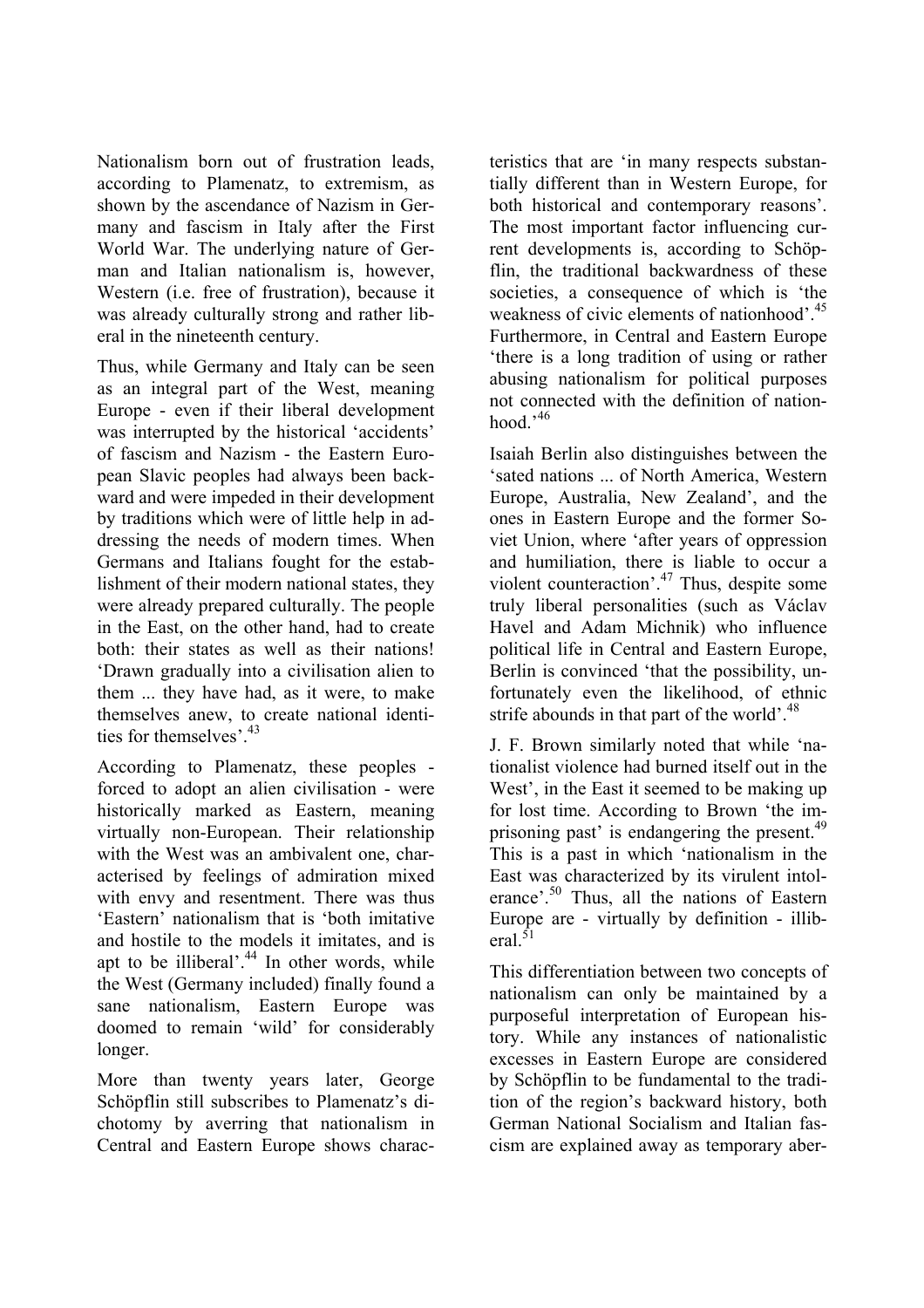Nationalism born out of frustration leads, according to Plamenatz, to extremism, as shown by the ascendance of Nazism in Germany and fascism in Italy after the First World War. The underlying nature of German and Italian nationalism is, however, Western (i.e. free of frustration), because it was already culturally strong and rather liberal in the nineteenth century.

Thus, while Germany and Italy can be seen as an integral part of the West, meaning Europe - even if their liberal development was interrupted by the historical 'accidents' of fascism and Nazism - the Eastern European Slavic peoples had always been backward and were impeded in their development by traditions which were of little help in addressing the needs of modern times. When Germans and Italians fought for the establishment of their modern national states, they were already prepared culturally. The people in the East, on the other hand, had to create both: their states as well as their nations! 'Drawn gradually into a civilisation alien to them ... they have had, as it were, to make themselves anew, to create national identities for themselves'.[43]

According to Plamenatz, these peoples - forced to adopt an alien civilisation - were historically marked as Eastern, meaning virtually non-European. Their relationship with the West was an ambivalent one, characterised by feelings of admiration mixed with envy and resentment. There was thus 'Eastern' nationalism that is 'both imitative and hostile to the models it imitates, and is apt to be illiberal'.[44] In other words, while the West (Germany included) finally found a sane nationalism, Eastern Europe was doomed to remain 'wild' for considerably longer.

More than twenty years later, George Schöpflin still subscribes to Plamenatz's dichotomy by averring that nationalism in Central and Eastern Europe shows characteristics that are 'in many respects substantially different than in Western Europe, for both historical and contemporary reasons'. The most important factor influencing current developments is, according to Schöpflin, the traditional backwardness of these societies, a consequence of which is 'the weakness of civic elements of nationhood'.[45] Furthermore, in Central and Eastern Europe 'there is a long tradition of using or rather abusing nationalism for political purposes not connected with the definition of nationhood.'[46]

Isaiah Berlin also distinguishes between the 'sated nations ... of North America, Western Europe, Australia, New Zealand', and the ones in Eastern Europe and the former Soviet Union, where 'after years of oppression and humiliation, there is liable to occur a violent counteraction'.[47] Thus, despite some truly liberal personalities (such as Václav Havel and Adam Michnik) who influence political life in Central and Eastern Europe, Berlin is convinced 'that the possibility, unfortunately even the likelihood, of ethnic strife abounds in that part of the world'.[48]

J. F. Brown similarly noted that while 'nationalist violence had burned itself out in the West', in the East it seemed to be making up for lost time. According to Brown 'the imprisoning past' is endangering the present.[49] This is a past in which 'nationalism in the East was characterized by its virulent intolerance'.[50] Thus, all the nations of Eastern Europe are - virtually by definition - illiberal.[51]

This differentiation between two concepts of nationalism can only be maintained by a purposeful interpretation of European history. While any instances of nationalistic excesses in Eastern Europe are considered by Schöpflin to be fundamental to the tradition of the region's backward history, both German National Socialism and Italian fascism are explained away as temporary aber-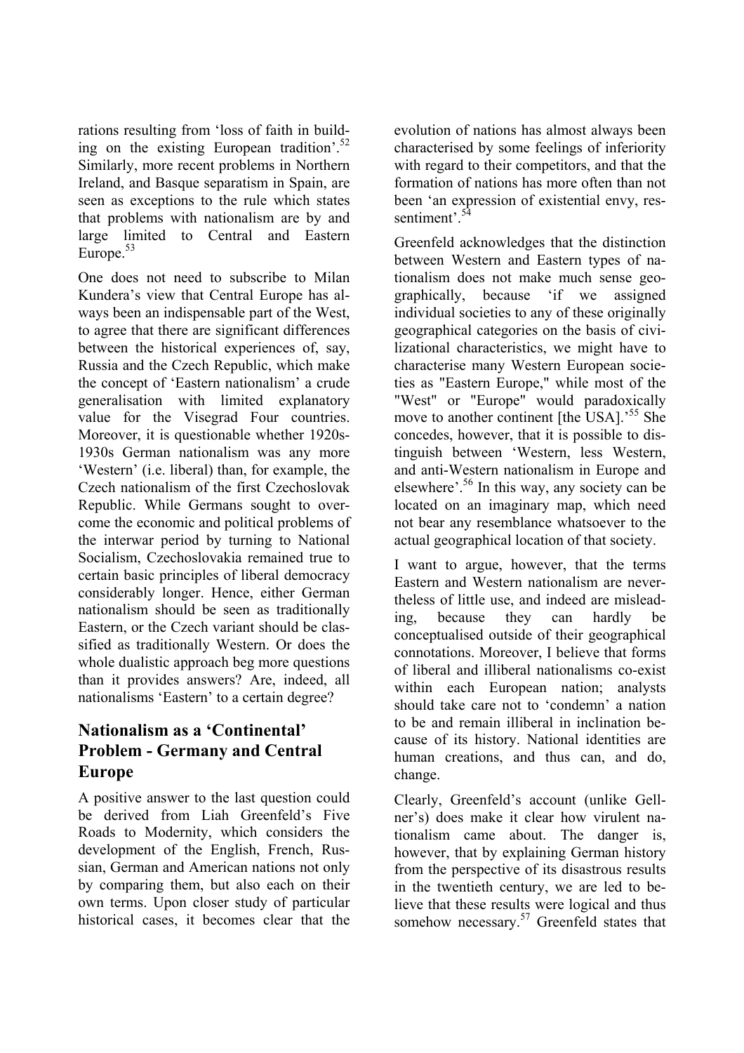rations resulting from 'loss of faith in building on the existing European tradition'.[52] Similarly, more recent problems in Northern Ireland, and Basque separatism in Spain, are seen as exceptions to the rule which states that problems with nationalism are by and large limited to Central and Eastern Europe.[53]

One does not need to subscribe to Milan Kundera's view that Central Europe has always been an indispensable part of the West, to agree that there are significant differences between the historical experiences of, say, Russia and the Czech Republic, which make the concept of 'Eastern nationalism' a crude generalisation with limited explanatory value for the Visegrad Four countries. Moreover, it is questionable whether 1920s-1930s German nationalism was any more 'Western' (i.e. liberal) than, for example, the Czech nationalism of the first Czechoslovak Republic. While Germans sought to overcome the economic and political problems of the interwar period by turning to National Socialism, Czechoslovakia remained true to certain basic principles of liberal democracy considerably longer. Hence, either German nationalism should be seen as traditionally Eastern, or the Czech variant should be classified as traditionally Western. Or does the whole dualistic approach beg more questions than it provides answers? Are, indeed, all nationalisms 'Eastern' to a certain degree?

## Nationalism as a 'Continental' Problem - Germany and Central Europe

A positive answer to the last question could be derived from Liah Greenfeld's Five Roads to Modernity, which considers the development of the English, French, Russian, German and American nations not only by comparing them, but also each on their own terms. Upon closer study of particular historical cases, it becomes clear that the evolution of nations has almost always been characterised by some feelings of inferiority with regard to their competitors, and that the formation of nations has more often than not been 'an expression of existential envy, ressentiment'.[54]

Greenfeld acknowledges that the distinction between Western and Eastern types of nationalism does not make much sense geographically, because 'if we assigned individual societies to any of these originally geographical categories on the basis of civilizational characteristics, we might have to characterise many Western European societies as "Eastern Europe," while most of the "West" or "Europe" would paradoxically move to another continent [the USA].'[55] She concedes, however, that it is possible to distinguish between 'Western, less Western, and anti-Western nationalism in Europe and elsewhere'.[56] In this way, any society can be located on an imaginary map, which need not bear any resemblance whatsoever to the actual geographical location of that society.

I want to argue, however, that the terms Eastern and Western nationalism are nevertheless of little use, and indeed are misleading, because they can hardly be conceptualised outside of their geographical connotations. Moreover, I believe that forms of liberal and illiberal nationalisms co-exist within each European nation; analysts should take care not to 'condemn' a nation to be and remain illiberal in inclination because of its history. National identities are human creations, and thus can, and do, change.

Clearly, Greenfeld's account (unlike Gellner's) does make it clear how virulent nationalism came about. The danger is, however, that by explaining German history from the perspective of its disastrous results in the twentieth century, we are led to believe that these results were logical and thus somehow necessary.[57] Greenfeld states that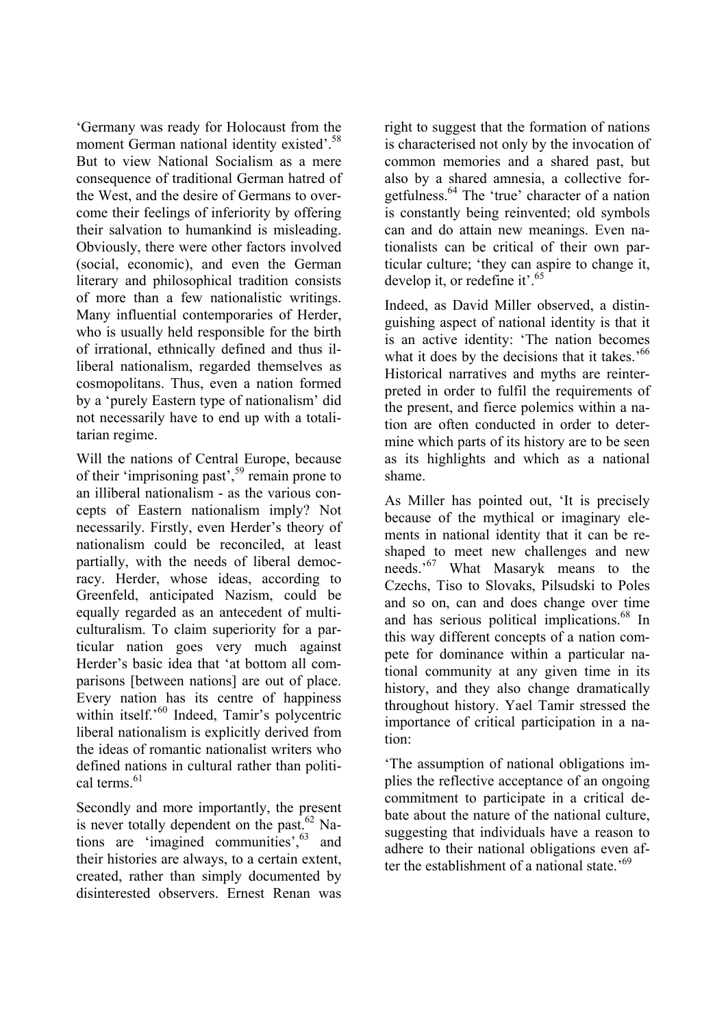'Germany was ready for Holocaust from the moment German national identity existed'.[58] But to view National Socialism as a mere consequence of traditional German hatred of the West, and the desire of Germans to overcome their feelings of inferiority by offering their salvation to humankind is misleading. Obviously, there were other factors involved (social, economic), and even the German literary and philosophical tradition consists of more than a few nationalistic writings. Many influential contemporaries of Herder, who is usually held responsible for the birth of irrational, ethnically defined and thus illiberal nationalism, regarded themselves as cosmopolitans. Thus, even a nation formed by a 'purely Eastern type of nationalism' did not necessarily have to end up with a totalitarian regime.

Will the nations of Central Europe, because of their 'imprisoning past',[59] remain prone to an illiberal nationalism - as the various concepts of Eastern nationalism imply? Not necessarily. Firstly, even Herder's theory of nationalism could be reconciled, at least partially, with the needs of liberal democracy. Herder, whose ideas, according to Greenfeld, anticipated Nazism, could be equally regarded as an antecedent of multiculturalism. To claim superiority for a particular nation goes very much against Herder's basic idea that 'at bottom all comparisons [between nations] are out of place. Every nation has its centre of happiness within itself.'[60] Indeed, Tamir's polycentric liberal nationalism is explicitly derived from the ideas of romantic nationalist writers who defined nations in cultural rather than political terms.[61]

Secondly and more importantly, the present is never totally dependent on the past.[62] Nations are 'imagined communities',[63] and their histories are always, to a certain extent, created, rather than simply documented by disinterested observers. Ernest Renan was right to suggest that the formation of nations is characterised not only by the invocation of common memories and a shared past, but also by a shared amnesia, a collective forgetfulness.[64] The 'true' character of a nation is constantly being reinvented; old symbols can and do attain new meanings. Even nationalists can be critical of their own particular culture; 'they can aspire to change it, develop it, or redefine it'.[65]

Indeed, as David Miller observed, a distinguishing aspect of national identity is that it is an active identity: 'The nation becomes what it does by the decisions that it takes.'[66] Historical narratives and myths are reinterpreted in order to fulfil the requirements of the present, and fierce polemics within a nation are often conducted in order to determine which parts of its history are to be seen as its highlights and which as a national shame.

As Miller has pointed out, 'It is precisely because of the mythical or imaginary elements in national identity that it can be reshaped to meet new challenges and new needs.'[67] What Masaryk means to the Czechs, Tiso to Slovaks, Pilsudski to Poles and so on, can and does change over time and has serious political implications.[68] In this way different concepts of a nation compete for dominance within a particular national community at any given time in its history, and they also change dramatically throughout history. Yael Tamir stressed the importance of critical participation in a nation:

'The assumption of national obligations implies the reflective acceptance of an ongoing commitment to participate in a critical debate about the nature of the national culture, suggesting that individuals have a reason to adhere to their national obligations even after the establishment of a national state.'[69]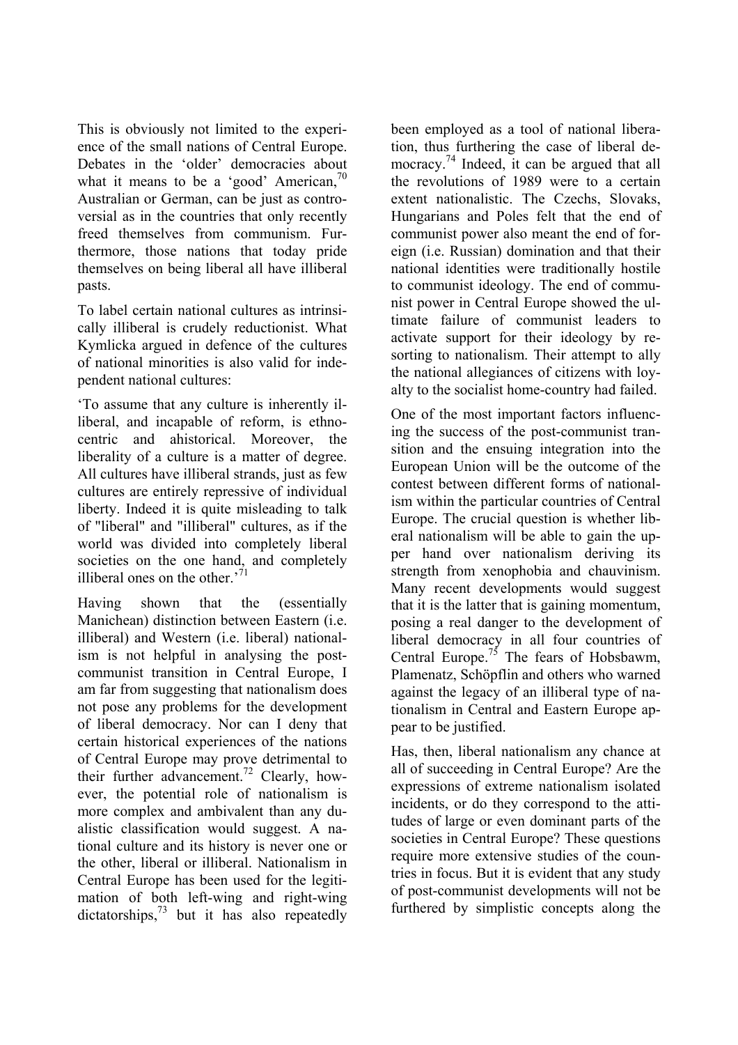This is obviously not limited to the experience of the small nations of Central Europe. Debates in the 'older' democracies about what it means to be a 'good' American,[70] Australian or German, can be just as controversial as in the countries that only recently freed themselves from communism. Furthermore, those nations that today pride themselves on being liberal all have illiberal pasts.

To label certain national cultures as intrinsically illiberal is crudely reductionist. What Kymlicka argued in defence of the cultures of national minorities is also valid for independent national cultures:

'To assume that any culture is inherently illiberal, and incapable of reform, is ethnocentric and ahistorical. Moreover, the liberality of a culture is a matter of degree. All cultures have illiberal strands, just as few cultures are entirely repressive of individual liberty. Indeed it is quite misleading to talk of "liberal" and "illiberal" cultures, as if the world was divided into completely liberal societies on the one hand, and completely illiberal ones on the other.'[71]

Having shown that the (essentially Manichean) distinction between Eastern (i.e. illiberal) and Western (i.e. liberal) nationalism is not helpful in analysing the post-communist transition in Central Europe, I am far from suggesting that nationalism does not pose any problems for the development of liberal democracy. Nor can I deny that certain historical experiences of the nations of Central Europe may prove detrimental to their further advancement.[72] Clearly, however, the potential role of nationalism is more complex and ambivalent than any dualistic classification would suggest. A national culture and its history is never one or the other, liberal or illiberal. Nationalism in Central Europe has been used for the legitimation of both left-wing and right-wing dictatorships,[73] but it has also repeatedly been employed as a tool of national liberation, thus furthering the case of liberal democracy.[74] Indeed, it can be argued that all the revolutions of 1989 were to a certain extent nationalistic. The Czechs, Slovaks, Hungarians and Poles felt that the end of communist power also meant the end of foreign (i.e. Russian) domination and that their national identities were traditionally hostile to communist ideology. The end of communist power in Central Europe showed the ultimate failure of communist leaders to activate support for their ideology by resorting to nationalism. Their attempt to ally the national allegiances of citizens with loyalty to the socialist home-country had failed.

One of the most important factors influencing the success of the post-communist transition and the ensuing integration into the European Union will be the outcome of the contest between different forms of nationalism within the particular countries of Central Europe. The crucial question is whether liberal nationalism will be able to gain the upper hand over nationalism deriving its strength from xenophobia and chauvinism. Many recent developments would suggest that it is the latter that is gaining momentum, posing a real danger to the development of liberal democracy in all four countries of Central Europe.[75] The fears of Hobsbawm, Plamenatz, Schöpflin and others who warned against the legacy of an illiberal type of nationalism in Central and Eastern Europe appear to be justified.

Has, then, liberal nationalism any chance at all of succeeding in Central Europe? Are the expressions of extreme nationalism isolated incidents, or do they correspond to the attitudes of large or even dominant parts of the societies in Central Europe? These questions require more extensive studies of the countries in focus. But it is evident that any study of post-communist developments will not be furthered by simplistic concepts along the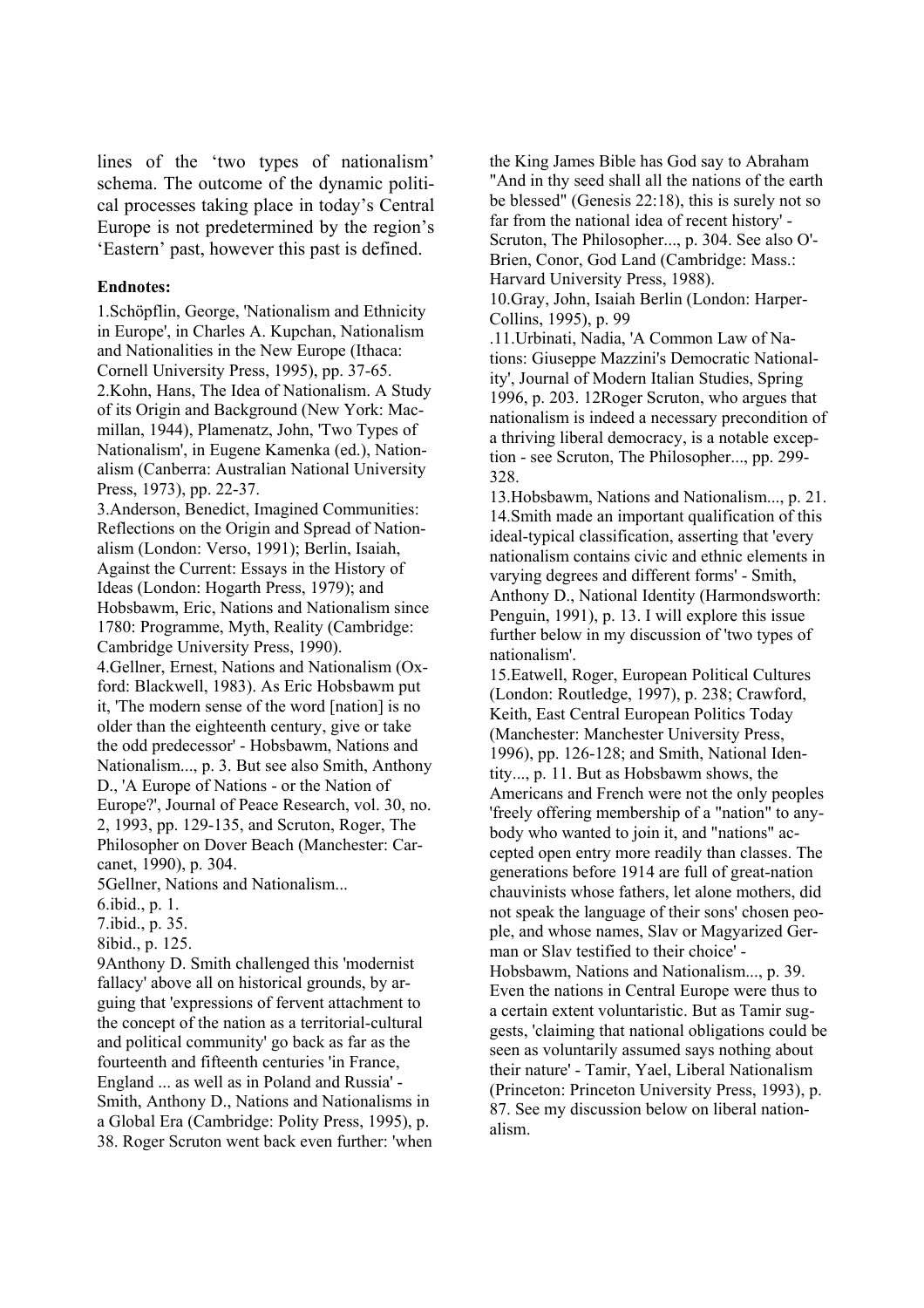lines of the 'two types of nationalism' schema. The outcome of the dynamic political processes taking place in today's Central Europe is not predetermined by the region's 'Eastern' past, however this past is defined.

**Endnotes:**

1.Schöpflin, George, 'Nationalism and Ethnicity in Europe', in Charles A. Kupchan, Nationalism and Nationalities in the New Europe (Ithaca: Cornell University Press, 1995), pp. 37-65.

2.Kohn, Hans, The Idea of Nationalism. A Study of its Origin and Background (New York: Macmillan, 1944), Plamenatz, John, 'Two Types of Nationalism', in Eugene Kamenka (ed.), Nationalism (Canberra: Australian National University Press, 1973), pp. 22-37.

3.Anderson, Benedict, Imagined Communities: Reflections on the Origin and Spread of Nationalism (London: Verso, 1991); Berlin, Isaiah, Against the Current: Essays in the History of Ideas (London: Hogarth Press, 1979); and Hobsbawm, Eric, Nations and Nationalism since 1780: Programme, Myth, Reality (Cambridge: Cambridge University Press, 1990).

4.Gellner, Ernest, Nations and Nationalism (Oxford: Blackwell, 1983). As Eric Hobsbawm put it, 'The modern sense of the word [nation] is no older than the eighteenth century, give or take the odd predecessor' - Hobsbawm, Nations and Nationalism..., p. 3. But see also Smith, Anthony D., 'A Europe of Nations - or the Nation of Europe?', Journal of Peace Research, vol. 30, no. 2, 1993, pp. 129-135, and Scruton, Roger, The Philosopher on Dover Beach (Manchester: Carcanet, 1990), p. 304.

5Gellner, Nations and Nationalism...

6.ibid., p. 1.

7.ibid., p. 35.

8ibid., p. 125.

9Anthony D. Smith challenged this 'modernist fallacy' above all on historical grounds, by arguing that 'expressions of fervent attachment to the concept of the nation as a territorial-cultural and political community' go back as far as the fourteenth and fifteenth centuries 'in France, England ... as well as in Poland and Russia' - Smith, Anthony D., Nations and Nationalisms in a Global Era (Cambridge: Polity Press, 1995), p. 38. Roger Scruton went back even further: 'when the King James Bible has God say to Abraham "And in thy seed shall all the nations of the earth be blessed" (Genesis 22:18), this is surely not so far from the national idea of recent history' - Scruton, The Philosopher..., p. 304. See also O'-Brien, Conor, God Land (Cambridge: Mass.: Harvard University Press, 1988).

10.Gray, John, Isaiah Berlin (London: Harper-Collins, 1995), p. 99

.11.Urbinati, Nadia, 'A Common Law of Nations: Giuseppe Mazzini's Democratic Nationality', Journal of Modern Italian Studies, Spring 1996, p. 203. 12Roger Scruton, who argues that nationalism is indeed a necessary precondition of a thriving liberal democracy, is a notable exception - see Scruton, The Philosopher..., pp. 299-328.

13.Hobsbawm, Nations and Nationalism..., p. 21.

14.Smith made an important qualification of this ideal-typical classification, asserting that 'every nationalism contains civic and ethnic elements in varying degrees and different forms' - Smith, Anthony D., National Identity (Harmondsworth: Penguin, 1991), p. 13. I will explore this issue further below in my discussion of 'two types of nationalism'.

15.Eatwell, Roger, European Political Cultures (London: Routledge, 1997), p. 238; Crawford, Keith, East Central European Politics Today (Manchester: Manchester University Press, 1996), pp. 126-128; and Smith, National Identity..., p. 11. But as Hobsbawm shows, the Americans and French were not the only peoples 'freely offering membership of a "nation" to anybody who wanted to join it, and "nations" accepted open entry more readily than classes. The generations before 1914 are full of great-nation chauvinists whose fathers, let alone mothers, did not speak the language of their sons' chosen people, and whose names, Slav or Magyarized German or Slav testified to their choice' - Hobsbawm, Nations and Nationalism..., p. 39. Even the nations in Central Europe were thus to a certain extent voluntaristic. But as Tamir suggests, 'claiming that national obligations could be seen as voluntarily assumed says nothing about their nature' - Tamir, Yael, Liberal Nationalism (Princeton: Princeton University Press, 1993), p. 87. See my discussion below on liberal nationalism.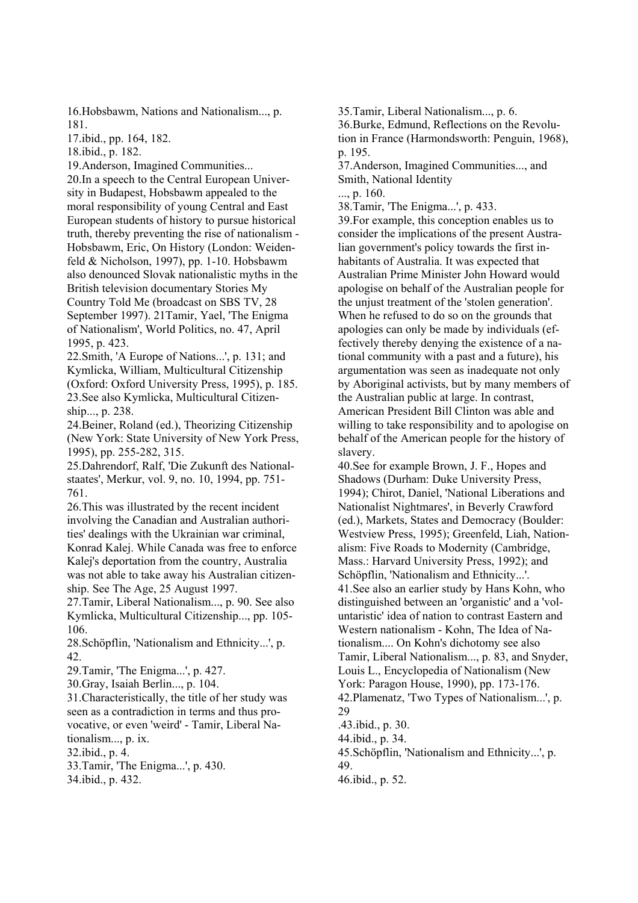16.Hobsbawm, Nations and Nationalism..., p. 181.

17.ibid., pp. 164, 182.

18.ibid., p. 182.

19.Anderson, Imagined Communities...

20.In a speech to the Central European University in Budapest, Hobsbawm appealed to the moral responsibility of young Central and East European students of history to pursue historical truth, thereby preventing the rise of nationalism - Hobsbawm, Eric, On History (London: Weidenfeld & Nicholson, 1997), pp. 1-10. Hobsbawm also denounced Slovak nationalistic myths in the British television documentary Stories My Country Told Me (broadcast on SBS TV, 28 September 1997). 21Tamir, Yael, 'The Enigma of Nationalism', World Politics, no. 47, April 1995, p. 423.

22.Smith, 'A Europe of Nations...', p. 131; and Kymlicka, William, Multicultural Citizenship (Oxford: Oxford University Press, 1995), p. 185.

23.See also Kymlicka, Multicultural Citizenship..., p. 238.

24.Beiner, Roland (ed.), Theorizing Citizenship (New York: State University of New York Press, 1995), pp. 255-282, 315.

25.Dahrendorf, Ralf, 'Die Zukunft des Nationalstaates', Merkur, vol. 9, no. 10, 1994, pp. 751-761.

26.This was illustrated by the recent incident involving the Canadian and Australian authorities' dealings with the Ukrainian war criminal, Konrad Kalej. While Canada was free to enforce Kalej's deportation from the country, Australia was not able to take away his Australian citizenship. See The Age, 25 August 1997.

27.Tamir, Liberal Nationalism..., p. 90. See also Kymlicka, Multicultural Citizenship..., pp. 105-106.

28.Schöpflin, 'Nationalism and Ethnicity...', p. 42.

29.Tamir, 'The Enigma...', p. 427.

30.Gray, Isaiah Berlin..., p. 104.

31.Characteristically, the title of her study was seen as a contradiction in terms and thus provocative, or even 'weird' - Tamir, Liberal Nationalism..., p. ix.

32.ibid., p. 4.

33.Tamir, 'The Enigma...', p. 430.

34.ibid., p. 432.

35.Tamir, Liberal Nationalism..., p. 6.

36.Burke, Edmund, Reflections on the Revolution in France (Harmondsworth: Penguin, 1968), p. 195.

37.Anderson, Imagined Communities..., and Smith, National Identity ..., p. 160.

38.Tamir, 'The Enigma...', p. 433.

39.For example, this conception enables us to consider the implications of the present Australian government's policy towards the first inhabitants of Australia. It was expected that Australian Prime Minister John Howard would apologise on behalf of the Australian people for the unjust treatment of the 'stolen generation'. When he refused to do so on the grounds that apologies can only be made by individuals (effectively thereby denying the existence of a national community with a past and a future), his argumentation was seen as inadequate not only by Aboriginal activists, but by many members of the Australian public at large. In contrast, American President Bill Clinton was able and willing to take responsibility and to apologise on behalf of the American people for the history of slavery.

40.See for example Brown, J. F., Hopes and Shadows (Durham: Duke University Press, 1994); Chirot, Daniel, 'National Liberations and Nationalist Nightmares', in Beverly Crawford (ed.), Markets, States and Democracy (Boulder: Westview Press, 1995); Greenfeld, Liah, Nationalism: Five Roads to Modernity (Cambridge, Mass.: Harvard University Press, 1992); and Schöpflin, 'Nationalism and Ethnicity...'.

41.See also an earlier study by Hans Kohn, who distinguished between an 'organistic' and a 'voluntaristic' idea of nation to contrast Eastern and Western nationalism - Kohn, The Idea of Nationalism.... On Kohn's dichotomy see also Tamir, Liberal Nationalism..., p. 83, and Snyder, Louis L., Encyclopedia of Nationalism (New York: Paragon House, 1990), pp. 173-176.

42.Plamenatz, 'Two Types of Nationalism...', p. 29

.43.ibid., p. 30.

44.ibid., p. 34.

45.Schöpflin, 'Nationalism and Ethnicity...', p. 49.

46.ibid., p. 52.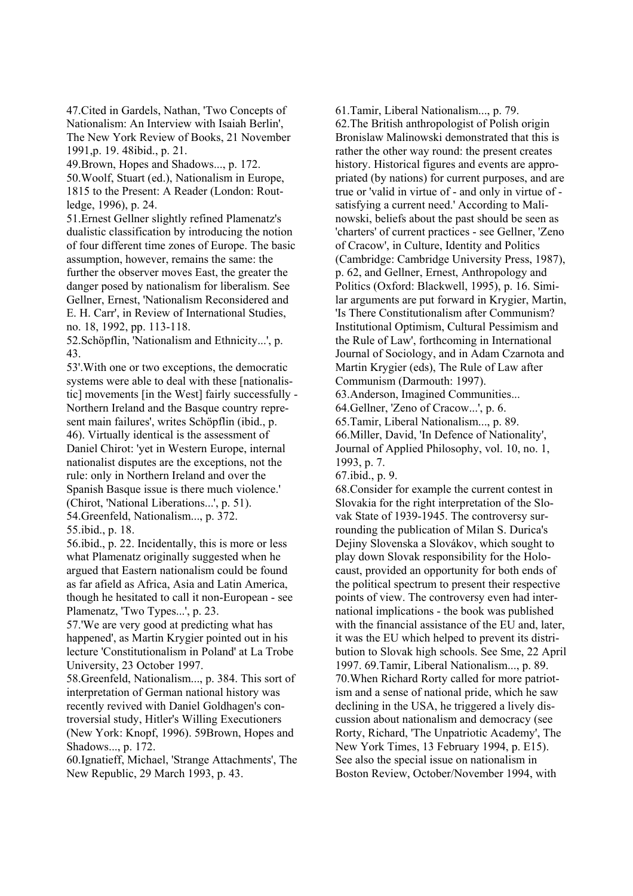47.Cited in Gardels, Nathan, 'Two Concepts of Nationalism: An Interview with Isaiah Berlin', The New York Review of Books, 21 November 1991,p. 19. 48ibid., p. 21.

49.Brown, Hopes and Shadows..., p. 172.

50.Woolf, Stuart (ed.), Nationalism in Europe, 1815 to the Present: A Reader (London: Routledge, 1996), p. 24.

51.Ernest Gellner slightly refined Plamenatz's dualistic classification by introducing the notion of four different time zones of Europe. The basic assumption, however, remains the same: the further the observer moves East, the greater the danger posed by nationalism for liberalism. See Gellner, Ernest, 'Nationalism Reconsidered and E. H. Carr', in Review of International Studies, no. 18, 1992, pp. 113-118.

52.Schöpflin, 'Nationalism and Ethnicity...', p. 43.

53'.With one or two exceptions, the democratic systems were able to deal with these [nationalistic] movements [in the West] fairly successfully - Northern Ireland and the Basque country represent main failures', writes Schöpflin (ibid., p. 46). Virtually identical is the assessment of Daniel Chirot: 'yet in Western Europe, internal nationalist disputes are the exceptions, not the rule: only in Northern Ireland and over the Spanish Basque issue is there much violence.' (Chirot, 'National Liberations...', p. 51).

54.Greenfeld, Nationalism..., p. 372.

55.ibid., p. 18.

56.ibid., p. 22. Incidentally, this is more or less what Plamenatz originally suggested when he argued that Eastern nationalism could be found as far afield as Africa, Asia and Latin America, though he hesitated to call it non-European - see Plamenatz, 'Two Types...', p. 23.

57.'We are very good at predicting what has happened', as Martin Krygier pointed out in his lecture 'Constitutionalism in Poland' at La Trobe University, 23 October 1997.

58.Greenfeld, Nationalism..., p. 384. This sort of interpretation of German national history was recently revived with Daniel Goldhagen's controversial study, Hitler's Willing Executioners (New York: Knopf, 1996). 59Brown, Hopes and Shadows..., p. 172.

60.Ignatieff, Michael, 'Strange Attachments', The New Republic, 29 March 1993, p. 43.

61.Tamir, Liberal Nationalism..., p. 79.

62.The British anthropologist of Polish origin Bronislaw Malinowski demonstrated that this is rather the other way round: the present creates history. Historical figures and events are appropriated (by nations) for current purposes, and are true or 'valid in virtue of - and only in virtue of - satisfying a current need.' According to Malinowski, beliefs about the past should be seen as 'charters' of current practices - see Gellner, 'Zeno of Cracow', in Culture, Identity and Politics (Cambridge: Cambridge University Press, 1987), p. 62, and Gellner, Ernest, Anthropology and Politics (Oxford: Blackwell, 1995), p. 16. Similar arguments are put forward in Krygier, Martin, 'Is There Constitutionalism after Communism? Institutional Optimism, Cultural Pessimism and the Rule of Law', forthcoming in International Journal of Sociology, and in Adam Czarnota and Martin Krygier (eds), The Rule of Law after Communism (Darmouth: 1997).

63.Anderson, Imagined Communities...

64.Gellner, 'Zeno of Cracow...', p. 6.

65.Tamir, Liberal Nationalism..., p. 89.

66.Miller, David, 'In Defence of Nationality', Journal of Applied Philosophy, vol. 10, no. 1, 1993, p. 7.

67.ibid., p. 9.

68.Consider for example the current contest in Slovakia for the right interpretation of the Slovak State of 1939-1945. The controversy surrounding the publication of Milan S. Durica's Dejiny Slovenska a Slovákov, which sought to play down Slovak responsibility for the Holocaust, provided an opportunity for both ends of the political spectrum to present their respective points of view. The controversy even had international implications - the book was published with the financial assistance of the EU and, later, it was the EU which helped to prevent its distribution to Slovak high schools. See Sme, 22 April 1997. 69.Tamir, Liberal Nationalism..., p. 89.

70.When Richard Rorty called for more patriotism and a sense of national pride, which he saw declining in the USA, he triggered a lively discussion about nationalism and democracy (see Rorty, Richard, 'The Unpatriotic Academy', The New York Times, 13 February 1994, p. E15). See also the special issue on nationalism in Boston Review, October/November 1994, with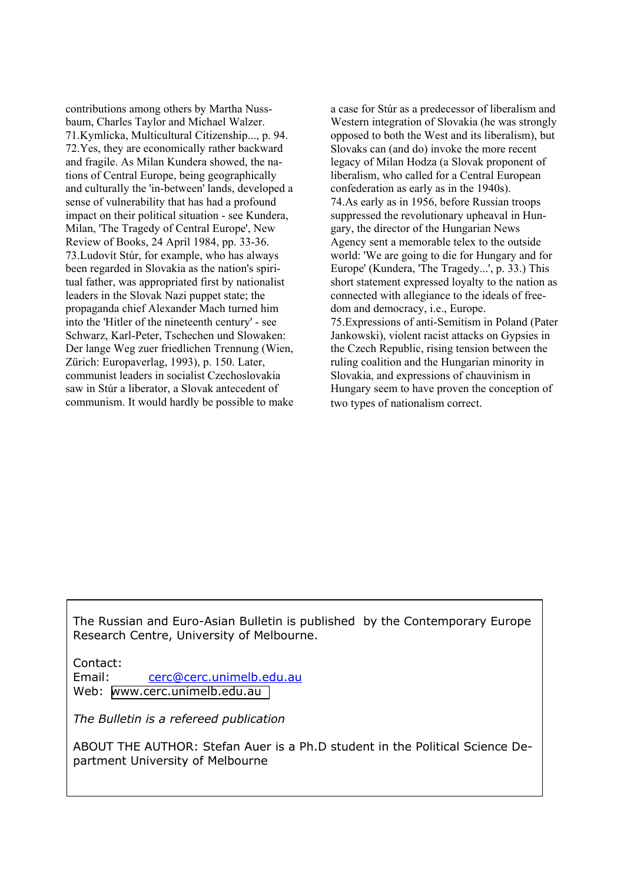contributions among others by Martha Nussbaum, Charles Taylor and Michael Walzer.

71.Kymlicka, Multicultural Citizenship..., p. 94.

72.Yes, they are economically rather backward and fragile. As Milan Kundera showed, the nations of Central Europe, being geographically and culturally the 'in-between' lands, developed a sense of vulnerability that has had a profound impact on their political situation - see Kundera, Milan, 'The Tragedy of Central Europe', New Review of Books, 24 April 1984, pp. 33-36.

73.Ludovít Stúr, for example, who has always been regarded in Slovakia as the nation's spiritual father, was appropriated first by nationalist leaders in the Slovak Nazi puppet state; the propaganda chief Alexander Mach turned him into the 'Hitler of the nineteenth century' - see Schwarz, Karl-Peter, Tschechen und Slowaken: Der lange Weg zuer friedlichen Trennung (Wien, Zürich: Europaverlag, 1993), p. 150. Later, communist leaders in socialist Czechoslovakia saw in Stúr a liberator, a Slovak antecedent of communism. It would hardly be possible to make a case for Stúr as a predecessor of liberalism and Western integration of Slovakia (he was strongly opposed to both the West and its liberalism), but Slovaks can (and do) invoke the more recent legacy of Milan Hodza (a Slovak proponent of liberalism, who called for a Central European confederation as early as in the 1940s).

74.As early as in 1956, before Russian troops suppressed the revolutionary upheaval in Hungary, the director of the Hungarian News Agency sent a memorable telex to the outside world: 'We are going to die for Hungary and for Europe' (Kundera, 'The Tragedy...', p. 33.) This short statement expressed loyalty to the nation as connected with allegiance to the ideals of freedom and democracy, i.e., Europe.

75.Expressions of anti-Semitism in Poland (Pater Jankowski), violent racist attacks on Gypsies in the Czech Republic, rising tension between the ruling coalition and the Hungarian minority in Slovakia, and expressions of chauvinism in Hungary seem to have proven the conception of two types of nationalism correct.

The Russian and Euro-Asian Bulletin is published by the Contemporary Europe Research Centre, University of Melbourne.

Contact:
Email: cerc@cerc.unimelb.edu.au
Web: www.cerc.unimelb.edu.au

*The Bulletin is a refereed publication*

ABOUT THE AUTHOR: Stefan Auer is a Ph.D student in the Political Science Department University of Melbourne